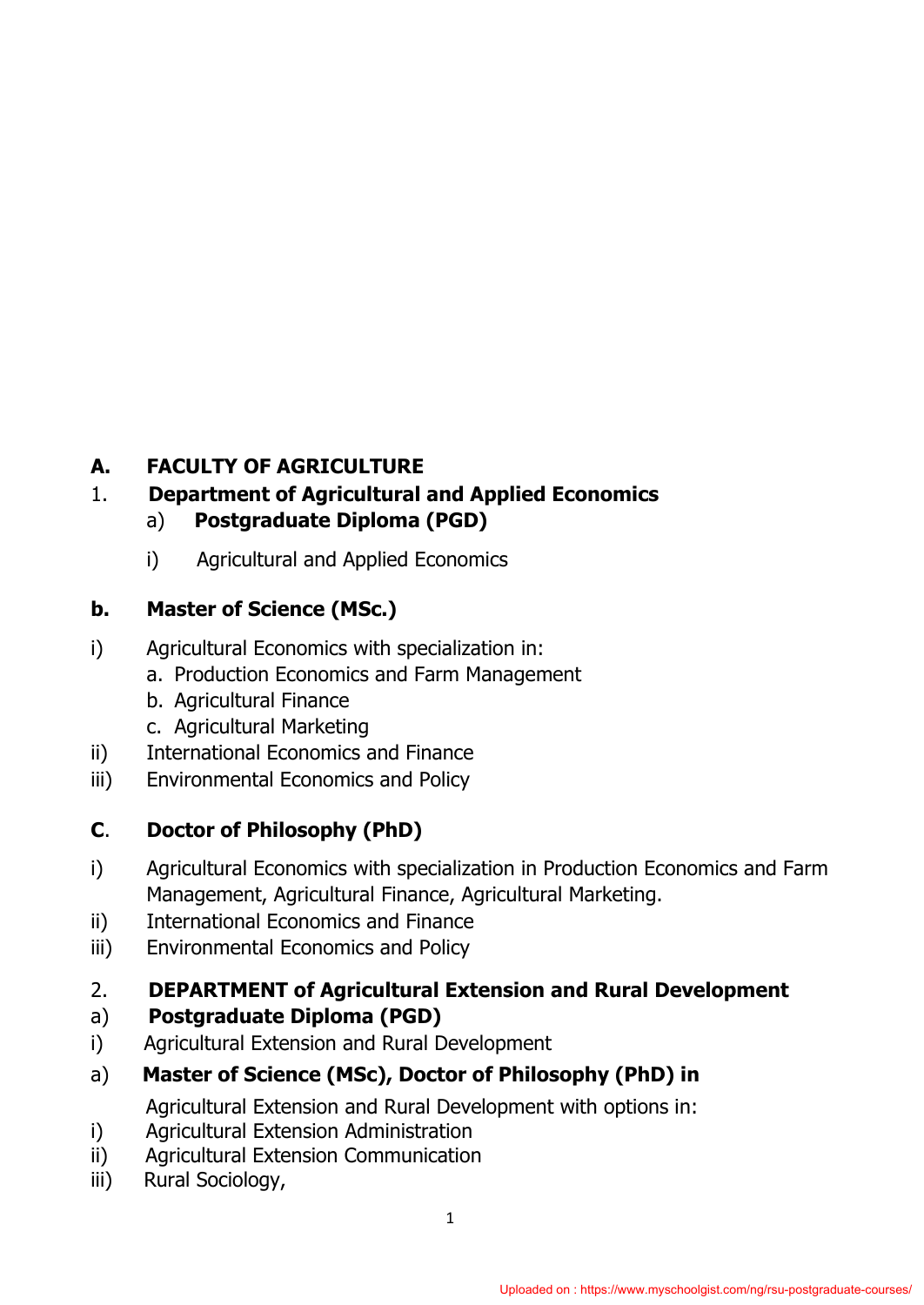## A. FACULTY OF AGRICULTURE

### 1. Department of Agricultural and Applied Economics

**a) Postgraduate Diploma (PGD)**

i) Agricultural and Applied Economics

**b. Master of Science (MSc.)**

i) Agricultural Economics with specialization in:
   a. Production Economics and Farm Management
   b. Agricultural Finance
   c. Agricultural Marketing

ii) International Economics and Finance

iii) Environmental Economics and Policy

**C. Doctor of Philosophy (PhD)**

i) Agricultural Economics with specialization in Production Economics and Farm Management, Agricultural Finance, Agricultural Marketing.

ii) International Economics and Finance

iii) Environmental Economics and Policy

### 2. DEPARTMENT of Agricultural Extension and Rural Development

**a) Postgraduate Diploma (PGD)**

i) Agricultural Extension and Rural Development

**a) Master of Science (MSc), Doctor of Philosophy (PhD) in**

Agricultural Extension and Rural Development with options in:

i) Agricultural Extension Administration

ii) Agricultural Extension Communication

iii) Rural Sociology,

Uploaded on : https://www.myschoolgist.com/ng/rsu-postgraduate-courses/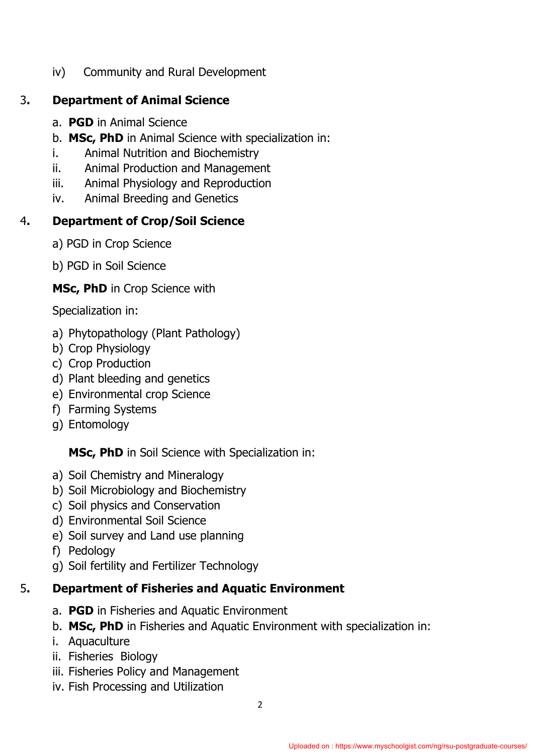iv) Community and Rural Development

3. **Department of Animal Science**

a. **PGD** in Animal Science
b. **MSc, PhD** in Animal Science with specialization in:
i. Animal Nutrition and Biochemistry
ii. Animal Production and Management
iii. Animal Physiology and Reproduction
iv. Animal Breeding and Genetics

4. **Department of Crop/Soil Science**

a) PGD in Crop Science

b) PGD in Soil Science

**MSc, PhD** in Crop Science with

Specialization in:

a) Phytopathology (Plant Pathology)
b) Crop Physiology
c) Crop Production
d) Plant bleeding and genetics
e) Environmental crop Science
f) Farming Systems
g) Entomology

**MSc, PhD** in Soil Science with Specialization in:

a) Soil Chemistry and Mineralogy
b) Soil Microbiology and Biochemistry
c) Soil physics and Conservation
d) Environmental Soil Science
e) Soil survey and Land use planning
f) Pedology
g) Soil fertility and Fertilizer Technology

5. **Department of Fisheries and Aquatic Environment**

a. **PGD** in Fisheries and Aquatic Environment
b. **MSc, PhD** in Fisheries and Aquatic Environment with specialization in:
i. Aquaculture
ii. Fisheries Biology
iii. Fisheries Policy and Management
iv. Fish Processing and Utilization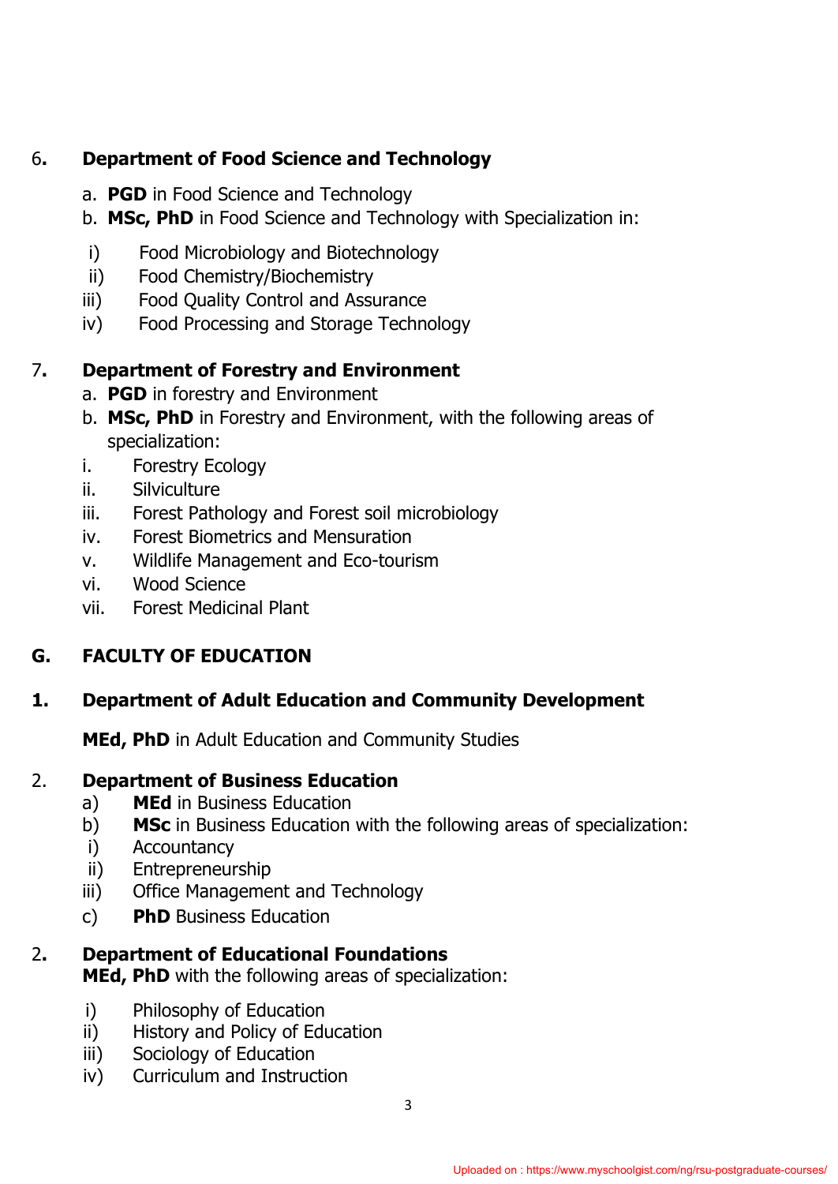### 6. Department of Food Science and Technology

a. **PGD** in Food Science and Technology
b. **MSc, PhD** in Food Science and Technology with Specialization in:

i) Food Microbiology and Biotechnology
ii) Food Chemistry/Biochemistry
iii) Food Quality Control and Assurance
iv) Food Processing and Storage Technology

### 7. Department of Forestry and Environment

a. **PGD** in forestry and Environment
b. **MSc, PhD** in Forestry and Environment, with the following areas of specialization:

i. Forestry Ecology
ii. Silviculture
iii. Forest Pathology and Forest soil microbiology
iv. Forest Biometrics and Mensuration
v. Wildlife Management and Eco-tourism
vi. Wood Science
vii. Forest Medicinal Plant

## G. FACULTY OF EDUCATION

### 1. Department of Adult Education and Community Development

**MEd, PhD** in Adult Education and Community Studies

### 2. Department of Business Education

a) **MEd** in Business Education
b) **MSc** in Business Education with the following areas of specialization:

i) Accountancy
ii) Entrepreneurship
iii) Office Management and Technology

c) **PhD** Business Education

### 2. Department of Educational Foundations

**MEd, PhD** with the following areas of specialization:

i) Philosophy of Education
ii) History and Policy of Education
iii) Sociology of Education
iv) Curriculum and Instruction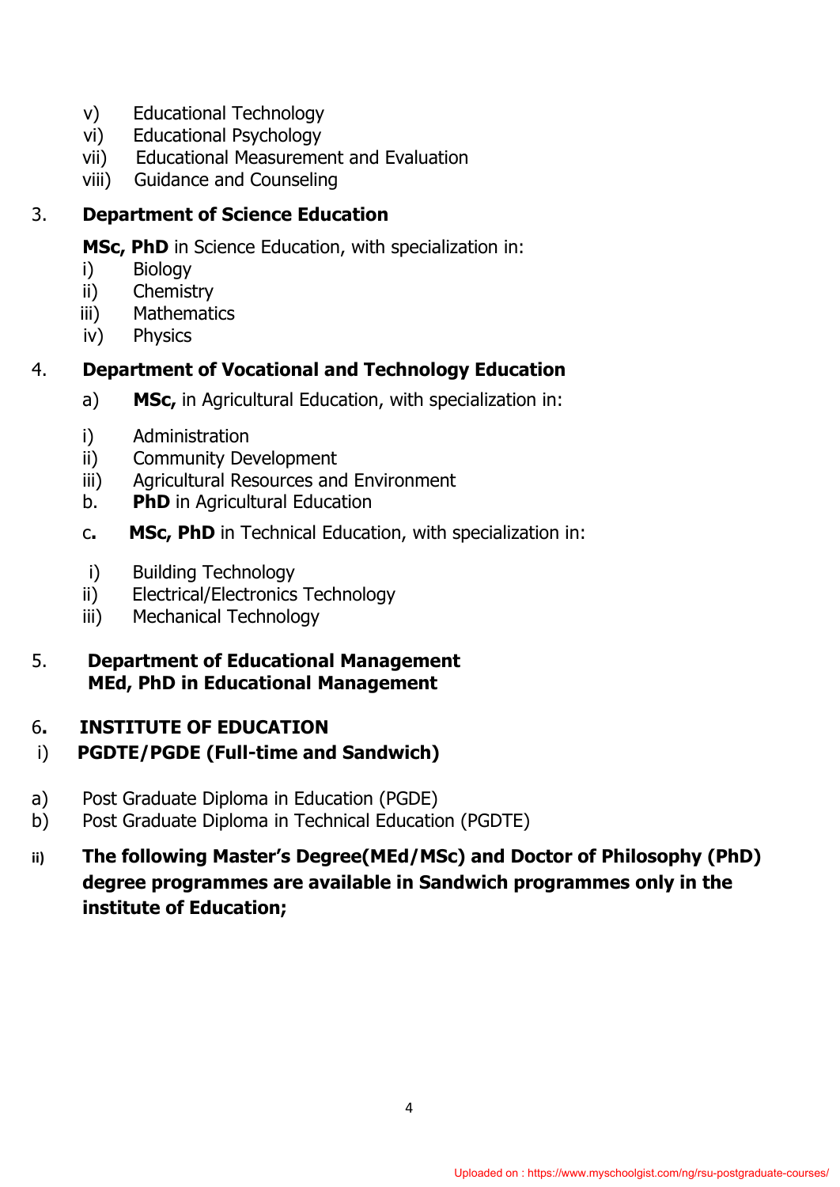v) Educational Technology
vi) Educational Psychology
vii) Educational Measurement and Evaluation
viii) Guidance and Counseling

3. **Department of Science Education**

**MSc, PhD** in Science Education, with specialization in:

i) Biology
ii) Chemistry
iii) Mathematics
iv) Physics

4. **Department of Vocational and Technology Education**

a) **MSc,** in Agricultural Education, with specialization in:

i) Administration
ii) Community Development
iii) Agricultural Resources and Environment

b. **PhD** in Agricultural Education

c. **MSc, PhD** in Technical Education, with specialization in:

i) Building Technology
ii) Electrical/Electronics Technology
iii) Mechanical Technology

5. **Department of Educational Management**
**MEd, PhD in Educational Management**

6. **INSTITUTE OF EDUCATION**

i) **PGDTE/PGDE (Full-time and Sandwich)**

a) Post Graduate Diploma in Education (PGDE)
b) Post Graduate Diploma in Technical Education (PGDTE)

ii) **The following Master's Degree(MEd/MSc) and Doctor of Philosophy (PhD) degree programmes are available in Sandwich programmes only in the institute of Education;**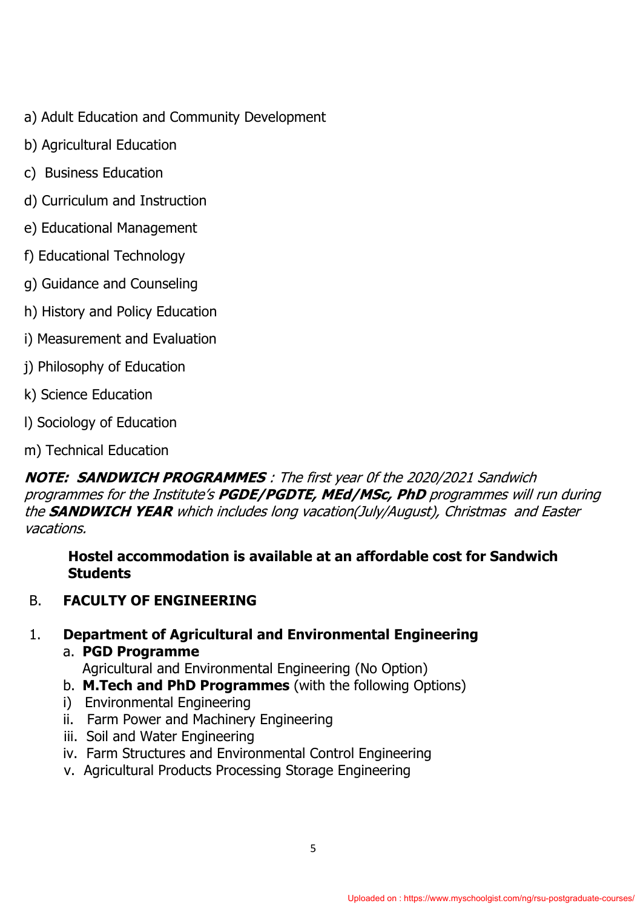a) Adult Education and Community Development

b) Agricultural Education

c) Business Education

d) Curriculum and Instruction

e) Educational Management

f) Educational Technology

g) Guidance and Counseling

h) History and Policy Education

i) Measurement and Evaluation

j) Philosophy of Education

k) Science Education

l) Sociology of Education

m) Technical Education

***NOTE: SANDWICH PROGRAMMES*** *: The first year Of the 2020/2021 Sandwich programmes for the Institute's* ***PGDE/PGDTE, MEd/MSc, PhD*** *programmes will run during the* ***SANDWICH YEAR*** *which includes long vacation(July/August), Christmas and Easter vacations.*

**Hostel accommodation is available at an affordable cost for Sandwich Students**

## B. FACULTY OF ENGINEERING

### 1. Department of Agricultural and Environmental Engineering

a. **PGD Programme**
   Agricultural and Environmental Engineering (No Option)

b. **M.Tech and PhD Programmes** (with the following Options)

i) Environmental Engineering
ii. Farm Power and Machinery Engineering
iii. Soil and Water Engineering
iv. Farm Structures and Environmental Control Engineering
v. Agricultural Products Processing Storage Engineering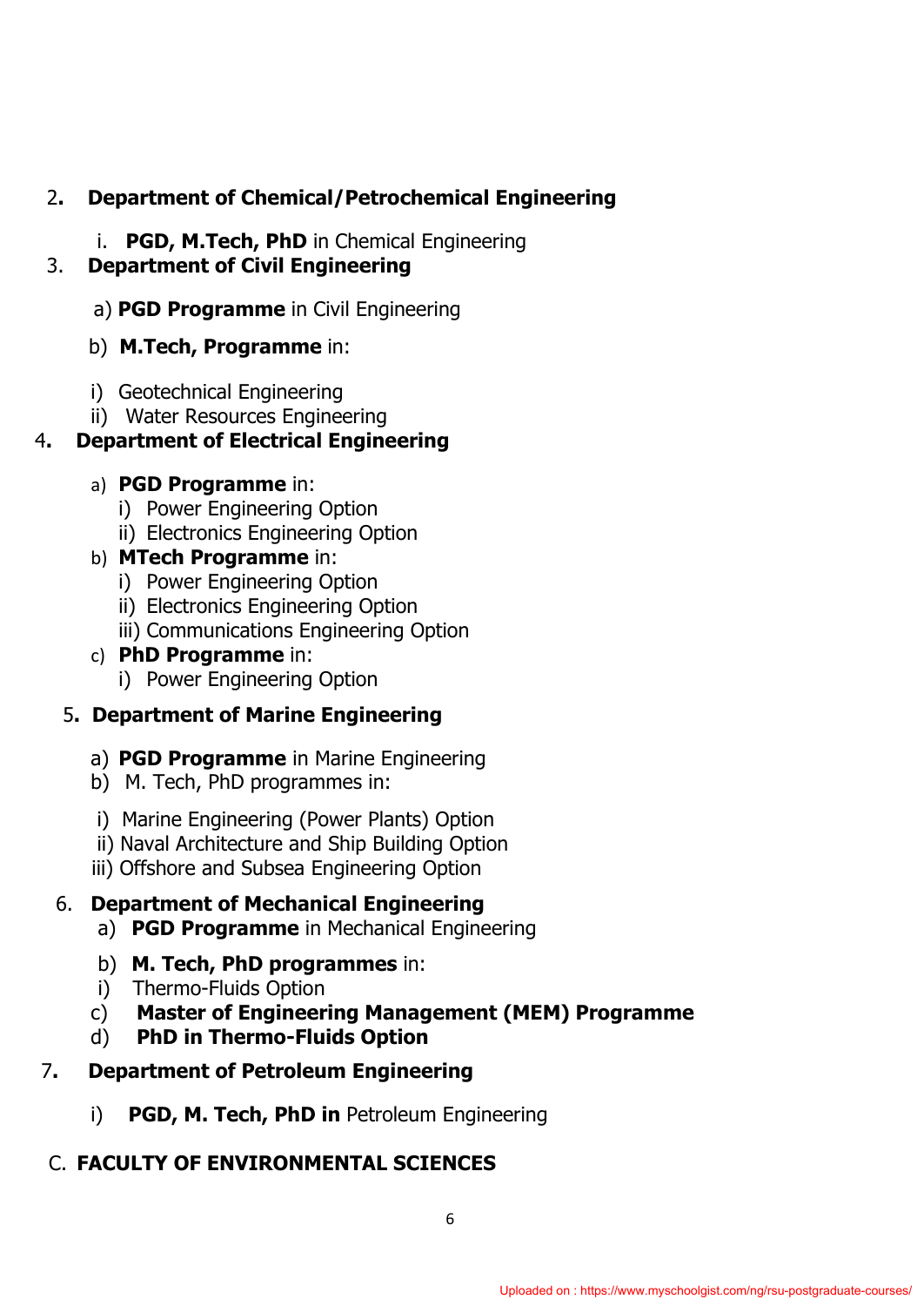2. **Department of Chemical/Petrochemical Engineering**

   i. **PGD, M.Tech, PhD** in Chemical Engineering

3. **Department of Civil Engineering**

   a) **PGD Programme** in Civil Engineering

   b) **M.Tech, Programme** in:

   i) Geotechnical Engineering
   ii) Water Resources Engineering

4. **Department of Electrical Engineering**

   a) **PGD Programme** in:
      i) Power Engineering Option
      ii) Electronics Engineering Option
   b) **MTech Programme** in:
      i) Power Engineering Option
      ii) Electronics Engineering Option
      iii) Communications Engineering Option
   c) **PhD Programme** in:
      i) Power Engineering Option

5. **Department of Marine Engineering**

   a) **PGD Programme** in Marine Engineering
   b) M. Tech, PhD programmes in:

   i) Marine Engineering (Power Plants) Option
   ii) Naval Architecture and Ship Building Option
   iii) Offshore and Subsea Engineering Option

6. **Department of Mechanical Engineering**
   a) **PGD Programme** in Mechanical Engineering

   b) **M. Tech, PhD programmes** in:
   i) Thermo-Fluids Option
   c) **Master of Engineering Management (MEM) Programme**
   d) **PhD in Thermo-Fluids Option**

7. **Department of Petroleum Engineering**

   i) **PGD, M. Tech, PhD in** Petroleum Engineering

C. **FACULTY OF ENVIRONMENTAL SCIENCES**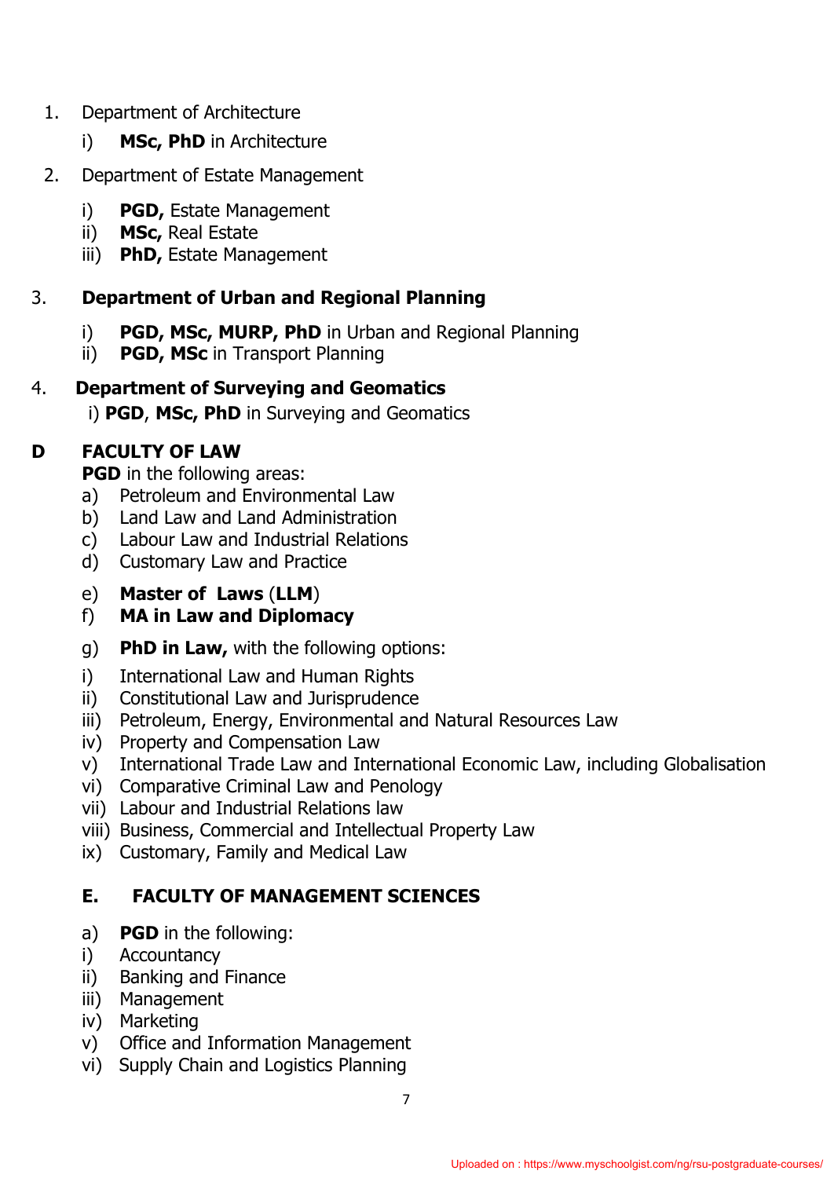1. Department of Architecture
   - i) **MSc, PhD** in Architecture
2. Department of Estate Management
   - i) **PGD,** Estate Management
   - ii) **MSc,** Real Estate
   - iii) **PhD,** Estate Management

3. **Department of Urban and Regional Planning**
   - i) **PGD, MSc, MURP, PhD** in Urban and Regional Planning
   - ii) **PGD, MSc** in Transport Planning

4. **Department of Surveying and Geomatics**
   - i) **PGD**, **MSc, PhD** in Surveying and Geomatics

## D FACULTY OF LAW

**PGD** in the following areas:

a) Petroleum and Environmental Law
b) Land Law and Land Administration
c) Labour Law and Industrial Relations
d) Customary Law and Practice

e) **Master of Laws** (**LLM**)
f) **MA in Law and Diplomacy**

g) **PhD in Law,** with the following options:

i) International Law and Human Rights
ii) Constitutional Law and Jurisprudence
iii) Petroleum, Energy, Environmental and Natural Resources Law
iv) Property and Compensation Law
v) International Trade Law and International Economic Law, including Globalisation
vi) Comparative Criminal Law and Penology
vii) Labour and Industrial Relations law
viii) Business, Commercial and Intellectual Property Law
ix) Customary, Family and Medical Law

## E. FACULTY OF MANAGEMENT SCIENCES

a) **PGD** in the following:

i) Accountancy
ii) Banking and Finance
iii) Management
iv) Marketing
v) Office and Information Management
vi) Supply Chain and Logistics Planning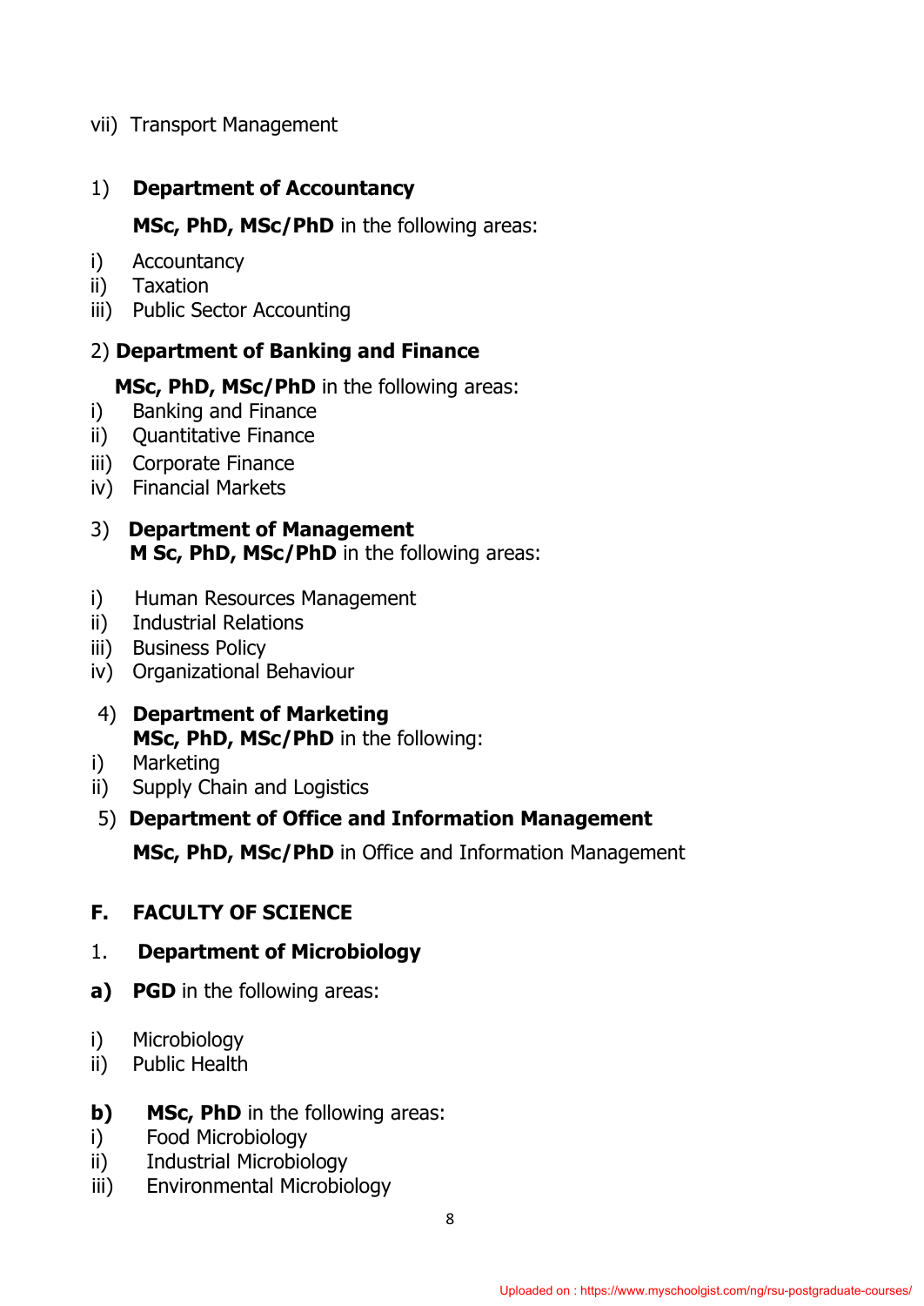vii) Transport Management

1) **Department of Accountancy**

**MSc, PhD, MSc/PhD** in the following areas:

i) Accountancy
ii) Taxation
iii) Public Sector Accounting

2) **Department of Banking and Finance**

**MSc, PhD, MSc/PhD** in the following areas:

i) Banking and Finance
ii) Quantitative Finance
iii) Corporate Finance
iv) Financial Markets

3) **Department of Management**

**M Sc, PhD, MSc/PhD** in the following areas:

i) Human Resources Management
ii) Industrial Relations
iii) Business Policy
iv) Organizational Behaviour

4) **Department of Marketing**

**MSc, PhD, MSc/PhD** in the following:

i) Marketing
ii) Supply Chain and Logistics

5) **Department of Office and Information Management**

**MSc, PhD, MSc/PhD** in Office and Information Management

## F. FACULTY OF SCIENCE

1. **Department of Microbiology**

**a) PGD** in the following areas:

i) Microbiology
ii) Public Health

**b) MSc, PhD** in the following areas:

i) Food Microbiology
ii) Industrial Microbiology
iii) Environmental Microbiology

Uploaded on : https://www.myschoolgist.com/ng/rsu-postgraduate-courses/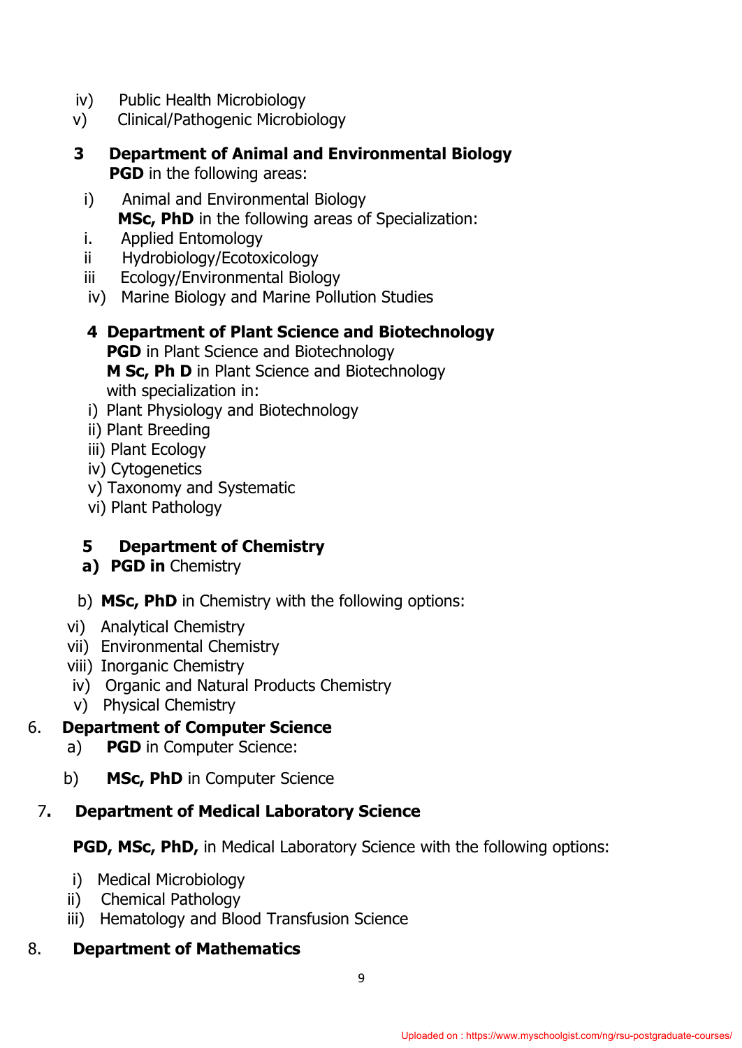iv) Public Health Microbiology
v) Clinical/Pathogenic Microbiology

**3 Department of Animal and Environmental Biology**

**PGD** in the following areas:

i) Animal and Environmental Biology

**MSc, PhD** in the following areas of Specialization:

i. Applied Entomology
ii Hydrobiology/Ecotoxicology
iii Ecology/Environmental Biology
iv) Marine Biology and Marine Pollution Studies

**4 Department of Plant Science and Biotechnology**

**PGD** in Plant Science and Biotechnology
**M Sc, Ph D** in Plant Science and Biotechnology
with specialization in:

i) Plant Physiology and Biotechnology
ii) Plant Breeding
iii) Plant Ecology
iv) Cytogenetics
v) Taxonomy and Systematic
vi) Plant Pathology

**5 Department of Chemistry**

**a) PGD in** Chemistry

b) **MSc, PhD** in Chemistry with the following options:

vi) Analytical Chemistry
vii) Environmental Chemistry
viii) Inorganic Chemistry
iv) Organic and Natural Products Chemistry
v) Physical Chemistry

**6. Department of Computer Science**

a) **PGD** in Computer Science:

b) **MSc, PhD** in Computer Science

**7. Department of Medical Laboratory Science**

**PGD, MSc, PhD,** in Medical Laboratory Science with the following options:

i) Medical Microbiology
ii) Chemical Pathology
iii) Hematology and Blood Transfusion Science

**8. Department of Mathematics**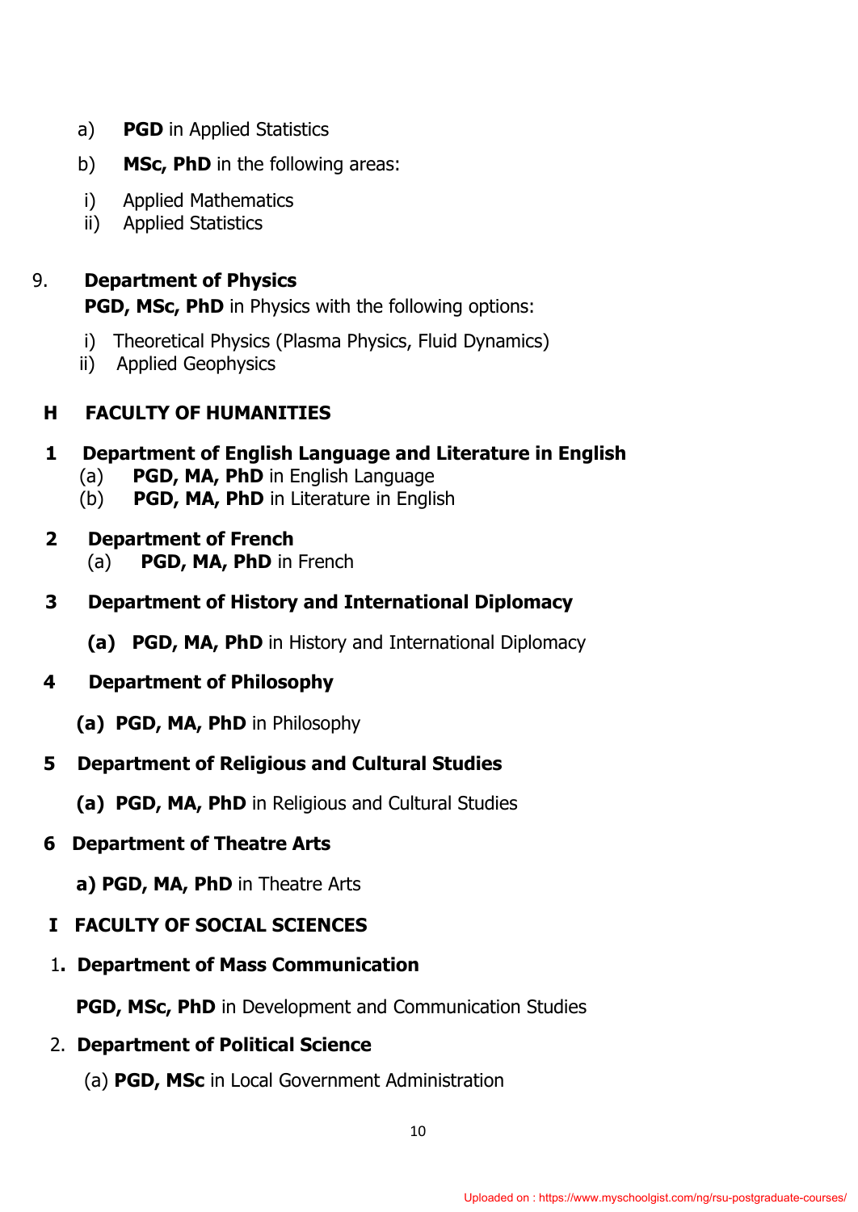a) **PGD** in Applied Statistics

b) **MSc, PhD** in the following areas:

i) Applied Mathematics
ii) Applied Statistics

9. **Department of Physics**

**PGD, MSc, PhD** in Physics with the following options:

i) Theoretical Physics (Plasma Physics, Fluid Dynamics)
ii) Applied Geophysics

## H FACULTY OF HUMANITIES

**1 Department of English Language and Literature in English**

(a) **PGD, MA, PhD** in English Language
(b) **PGD, MA, PhD** in Literature in English

**2 Department of French**

(a) **PGD, MA, PhD** in French

**3 Department of History and International Diplomacy**

**(a) PGD, MA, PhD** in History and International Diplomacy

**4 Department of Philosophy**

**(a) PGD, MA, PhD** in Philosophy

**5 Department of Religious and Cultural Studies**

**(a) PGD, MA, PhD** in Religious and Cultural Studies

**6 Department of Theatre Arts**

**a) PGD, MA, PhD** in Theatre Arts

## I FACULTY OF SOCIAL SCIENCES

1**. Department of Mass Communication**

**PGD, MSc, PhD** in Development and Communication Studies

2. **Department of Political Science**

(a) **PGD, MSc** in Local Government Administration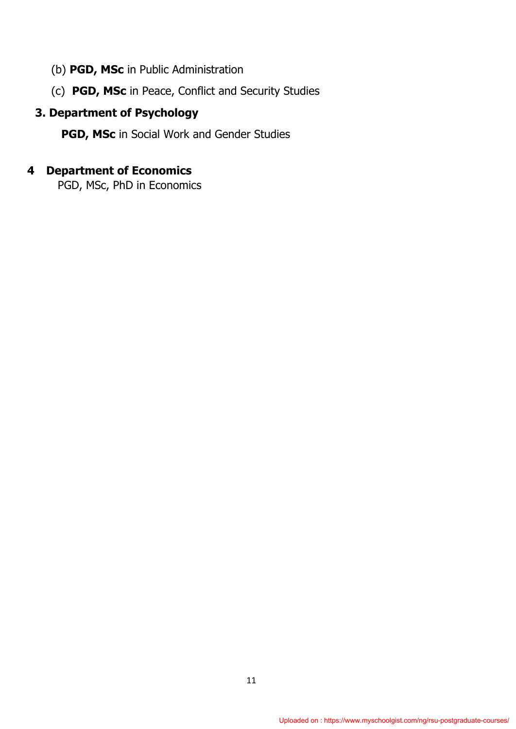(b) **PGD, MSc** in Public Administration

(c) **PGD, MSc** in Peace, Conflict and Security Studies

**3. Department of Psychology**

**PGD, MSc** in Social Work and Gender Studies

**4 Department of Economics**

PGD, MSc, PhD in Economics

Uploaded on : https://www.myschoolgist.com/ng/rsu-postgraduate-courses/